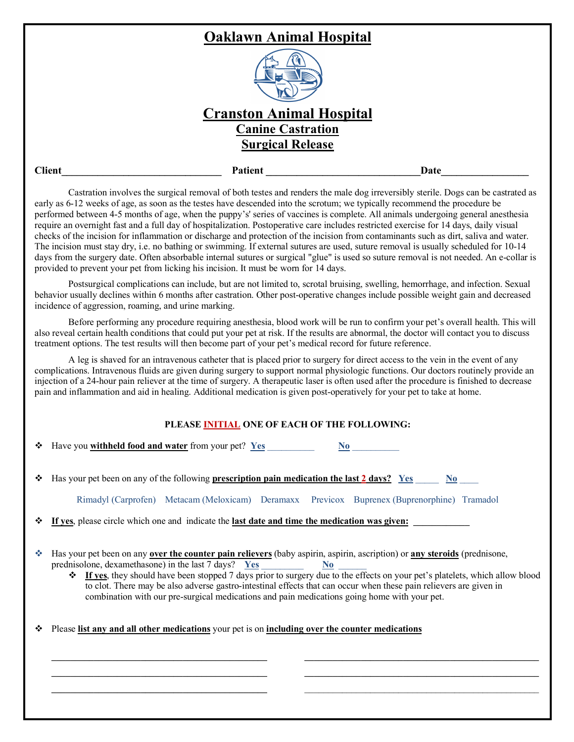# Oaklawn Animal Hospital

# Cranston Animal Hospital

## Canine Castration

## Surgical Release

**Client**_______________________________ **Patient** _____________________________ **Date**________________

Castration involves the surgical removal of both testes and renders the male dog irreversibly sterile. Dogs can be castrated as early as 6-12 weeks of age, as soon as the testes have descended into the scrotum; we typically recommend the procedure be performed between 4-5 months of age, when the puppy's' series of vaccines is complete. All animals undergoing general anesthesia require an overnight fast and a full day of hospitalization. Postoperative care includes restricted exercise for 14 days, daily visual checks of the incision for inflammation or discharge and protection of the incision from contaminants such as dirt, saliva and water. The incision must stay dry, i.e. no bathing or swimming. If external sutures are used, suture removal is usually scheduled for 10-14 days from the surgery date. Often absorbable internal sutures or surgical "glue" is used so suture removal is not needed. An e-collar is provided to prevent your pet from licking his incision. It must be worn for 14 days.

Postsurgical complications can include, but are not limited to, scrotal bruising, swelling, hemorrhage, and infection. Sexual behavior usually declines within 6 months after castration. Other post-operative changes include possible weight gain and decreased incidence of aggression, roaming, and urine marking.

Before performing any procedure requiring anesthesia, blood work will be run to confirm your pet's overall health. This will also reveal certain health conditions that could put your pet at risk. If the results are abnormal, the doctor will contact you to discuss treatment options. The test results will then become part of your pet's medical record for future reference.

A leg is shaved for an intravenous catheter that is placed prior to surgery for direct access to the vein in the event of any complications. Intravenous fluids are given during surgery to support normal physiologic functions. Our doctors routinely provide an injection of a 24-hour pain reliever at the time of surgery. A therapeutic laser is often used after the procedure is finished to decrease pain and inflammation and aid in healing. Additional medication is given post-operatively for your pet to take at home.

**PLEASE INITIAL ONE OF EACH OF THE FOLLOWING:**

- Have you **withheld food and water** from your pet? **Yes** __________ **No** __________

- Has your pet been on any of the following **prescription pain medication the last 2 days?** **Yes** _____ **No** ____

  Rimadyl (Carprofen) Metacam (Meloxicam) Deramaxx Previcox Buprenex (Buprenorphine) Tramadol

- **If yes**, please circle which one and indicate the **last date and time the medication was given:** ____________

- Has your pet been on any **over the counter pain relievers** (baby aspirin, aspirin, ascription) or **any steroids** (prednisone, prednisolone, dexamethasone) in the last 7 days? **Yes** _________ **No** ______
  - **If yes**, they should have been stopped 7 days prior to surgery due to the effects on your pet's platelets, which allow blood to clot. There may be also adverse gastro-intestinal effects that can occur when these pain relievers are given in combination with our pre-surgical medications and pain medications going home with your pet.

- Please **list any and all other medications** your pet is on **including over the counter medications**

_____________________________________________ _____________________________________________

_____________________________________________ _____________________________________________

_____________________________________________ _____________________________________________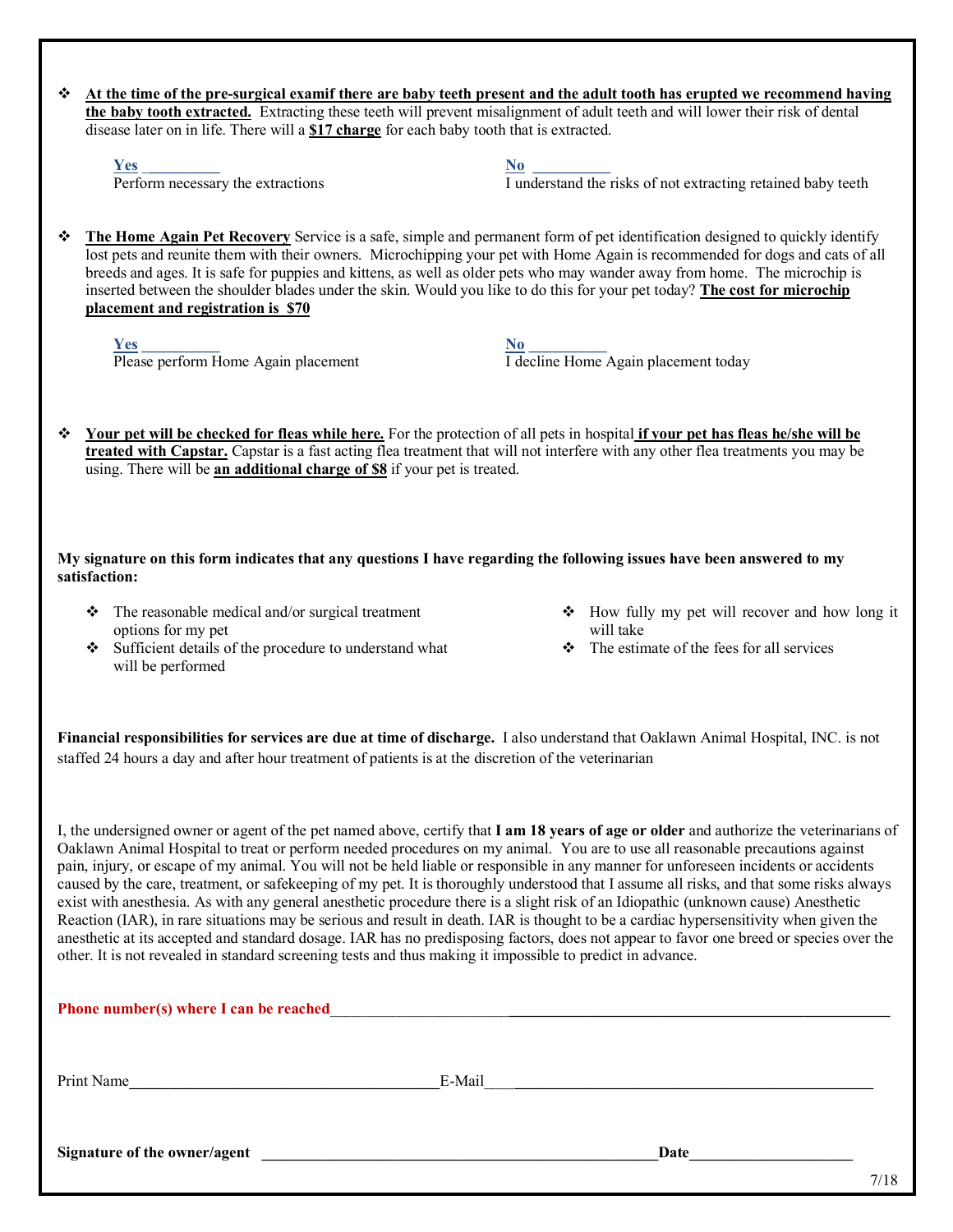- **At the time of the pre-surgical examif there are baby teeth present and the adult tooth has erupted we recommend having the baby tooth extracted.** Extracting these teeth will prevent misalignment of adult teeth and will lower their risk of dental disease later on in life. There will a **$17 charge** for each baby tooth that is extracted.

  **Yes** __________
  Perform necessary the extractions

  **No** __________
  I understand the risks of not extracting retained baby teeth

- **The Home Again Pet Recovery** Service is a safe, simple and permanent form of pet identification designed to quickly identify lost pets and reunite them with their owners. Microchipping your pet with Home Again is recommended for dogs and cats of all breeds and ages. It is safe for puppies and kittens, as well as older pets who may wander away from home. The microchip is inserted between the shoulder blades under the skin. Would you like to do this for your pet today? **The cost for microchip placement and registration is $70**

  **Yes** __________
  Please perform Home Again placement

  **No** __________
  I decline Home Again placement today

- **Your pet will be checked for fleas while here.** For the protection of all pets in hospital **if your pet has fleas he/she will be treated with Capstar.** Capstar is a fast acting flea treatment that will not interfere with any other flea treatments you may be using. There will be **an additional charge of $8** if your pet is treated.

**My signature on this form indicates that any questions I have regarding the following issues have been answered to my satisfaction:**

- The reasonable medical and/or surgical treatment options for my pet
- Sufficient details of the procedure to understand what will be performed
- How fully my pet will recover and how long it will take
- The estimate of the fees for all services

**Financial responsibilities for services are due at time of discharge.** I also understand that Oaklawn Animal Hospital, INC. is not staffed 24 hours a day and after hour treatment of patients is at the discretion of the veterinarian

I, the undersigned owner or agent of the pet named above, certify that **I am 18 years of age or older** and authorize the veterinarians of Oaklawn Animal Hospital to treat or perform needed procedures on my animal. You are to use all reasonable precautions against pain, injury, or escape of my animal. You will not be held liable or responsible in any manner for unforeseen incidents or accidents caused by the care, treatment, or safekeeping of my pet. It is thoroughly understood that I assume all risks, and that some risks always exist with anesthesia. As with any general anesthetic procedure there is a slight risk of an Idiopathic (unknown cause) Anesthetic Reaction (IAR), in rare situations may be serious and result in death. IAR is thought to be a cardiac hypersensitivity when given the anesthetic at its accepted and standard dosage. IAR has no predisposing factors, does not appear to favor one breed or species over the other. It is not revealed in standard screening tests and thus making it impossible to predict in advance.

**Phone number(s) where I can be reached**______________________________________________

Print Name________________________________ E-Mail________________________________

**Signature of the owner/agent** ________________________________ **Date**____________________

7/18